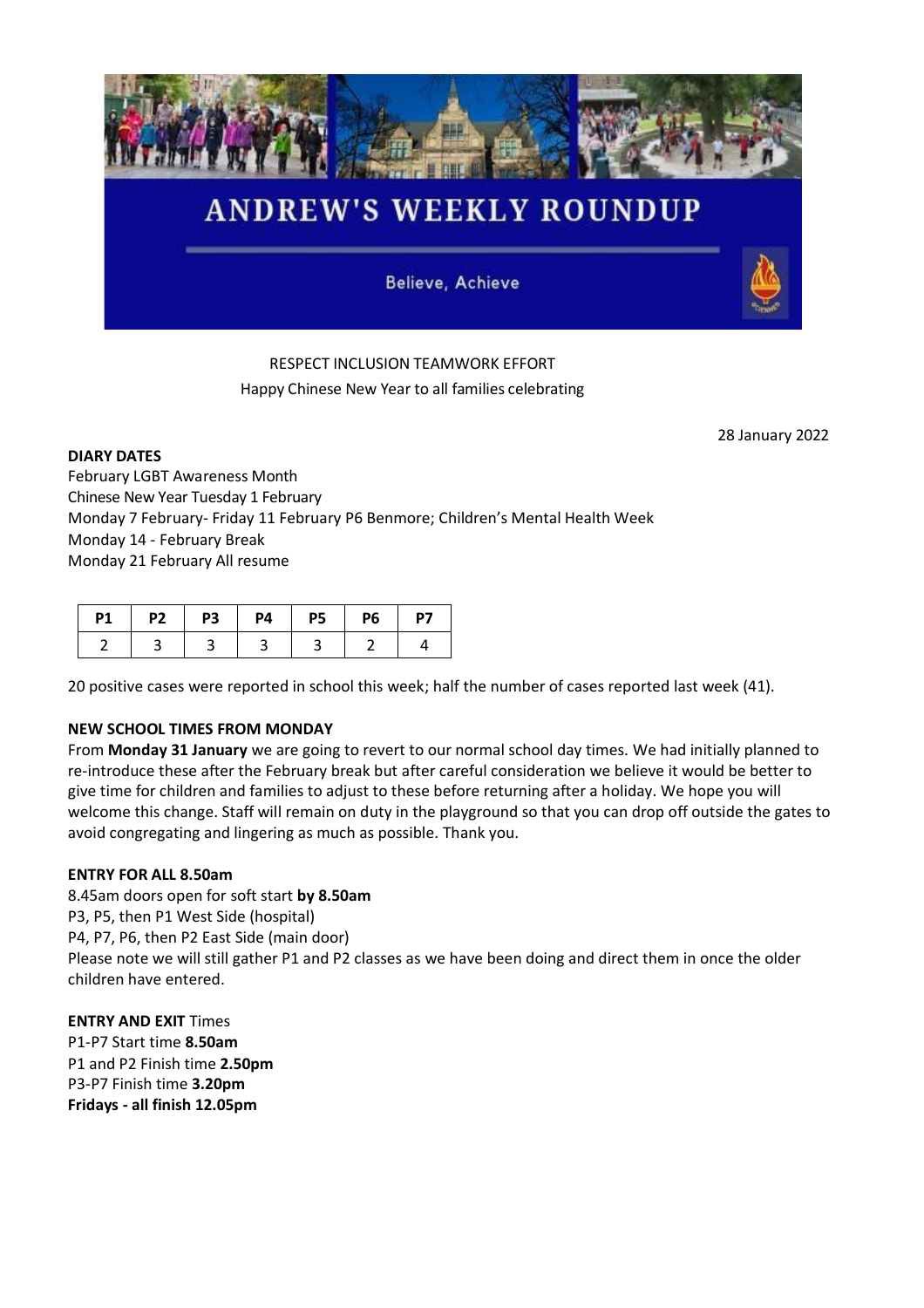# ANDREW'S WEEKLY ROUNDUP

Believe, Achieve

RESPECT INCLUSION TEAMWORK EFFORT

Happy Chinese New Year to all families celebrating

28 January 2022

**DIARY DATES**

February LGBT Awareness Month
Chinese New Year Tuesday 1 February
Monday 7 February- Friday 11 February P6 Benmore; Children's Mental Health Week
Monday 14 - February Break
Monday 21 February All resume

| P1 | P2 | P3 | P4 | P5 | P6 | P7 |
|---|---|---|---|---|---|---|
| 2 | 3 | 3 | 3 | 3 | 2 | 4 |

20 positive cases were reported in school this week; half the number of cases reported last week (41).

**NEW SCHOOL TIMES FROM MONDAY**

From **Monday 31 January** we are going to revert to our normal school day times. We had initially planned to re-introduce these after the February break but after careful consideration we believe it would be better to give time for children and families to adjust to these before returning after a holiday. We hope you will welcome this change. Staff will remain on duty in the playground so that you can drop off outside the gates to avoid congregating and lingering as much as possible. Thank you.

**ENTRY FOR ALL 8.50am**

8.45am doors open for soft start **by 8.50am**
P3, P5, then P1 West Side (hospital)
P4, P7, P6, then P2 East Side (main door)
Please note we will still gather P1 and P2 classes as we have been doing and direct them in once the older children have entered.

**ENTRY AND EXIT** Times

P1-P7 Start time **8.50am**
P1 and P2 Finish time **2.50pm**
P3-P7 Finish time **3.20pm**
**Fridays - all finish 12.05pm**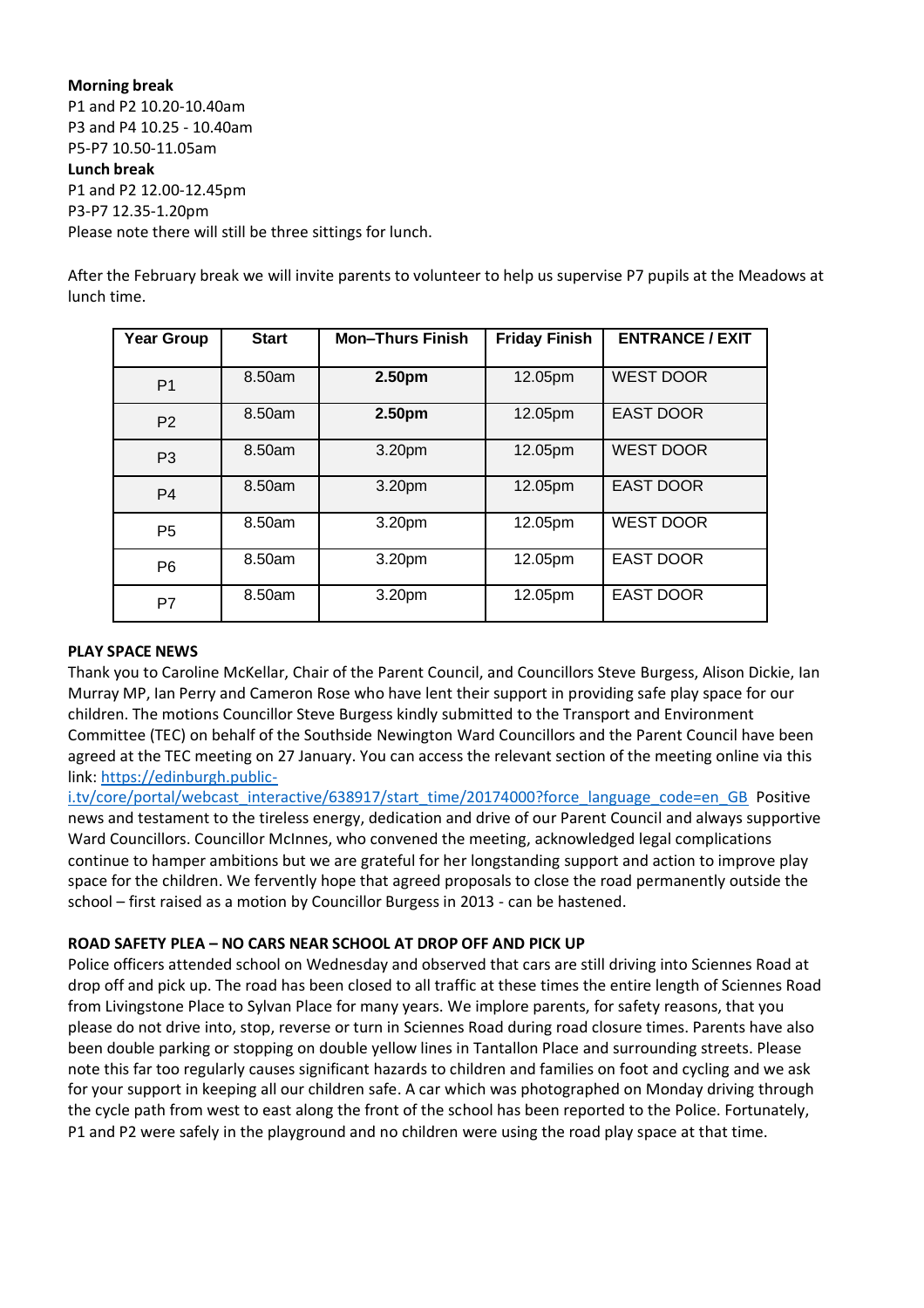**Morning break**
P1 and P2 10.20-10.40am
P3 and P4 10.25 - 10.40am
P5-P7 10.50-11.05am
**Lunch break**
P1 and P2 12.00-12.45pm
P3-P7 12.35-1.20pm
Please note there will still be three sittings for lunch.

After the February break we will invite parents to volunteer to help us supervise P7 pupils at the Meadows at lunch time.

| Year Group | Start | Mon–Thurs Finish | Friday Finish | ENTRANCE / EXIT |
|---|---|---|---|---|
| P1 | 8.50am | **2.50pm** | 12.05pm | WEST DOOR |
| P2 | 8.50am | **2.50pm** | 12.05pm | EAST DOOR |
| P3 | 8.50am | 3.20pm | 12.05pm | WEST DOOR |
| P4 | 8.50am | 3.20pm | 12.05pm | EAST DOOR |
| P5 | 8.50am | 3.20pm | 12.05pm | WEST DOOR |
| P6 | 8.50am | 3.20pm | 12.05pm | EAST DOOR |
| P7 | 8.50am | 3.20pm | 12.05pm | EAST DOOR |

**PLAY SPACE NEWS**
Thank you to Caroline McKellar, Chair of the Parent Council, and Councillors Steve Burgess, Alison Dickie, Ian Murray MP, Ian Perry and Cameron Rose who have lent their support in providing safe play space for our children. The motions Councillor Steve Burgess kindly submitted to the Transport and Environment Committee (TEC) on behalf of the Southside Newington Ward Councillors and the Parent Council have been agreed at the TEC meeting on 27 January. You can access the relevant section of the meeting online via this link: https://edinburgh.public-i.tv/core/portal/webcast_interactive/638917/start_time/20174000?force_language_code=en_GB Positive news and testament to the tireless energy, dedication and drive of our Parent Council and always supportive Ward Councillors. Councillor McInnes, who convened the meeting, acknowledged legal complications continue to hamper ambitions but we are grateful for her longstanding support and action to improve play space for the children. We fervently hope that agreed proposals to close the road permanently outside the school – first raised as a motion by Councillor Burgess in 2013 - can be hastened.

**ROAD SAFETY PLEA – NO CARS NEAR SCHOOL AT DROP OFF AND PICK UP**
Police officers attended school on Wednesday and observed that cars are still driving into Sciennes Road at drop off and pick up. The road has been closed to all traffic at these times the entire length of Sciennes Road from Livingstone Place to Sylvan Place for many years. We implore parents, for safety reasons, that you please do not drive into, stop, reverse or turn in Sciennes Road during road closure times. Parents have also been double parking or stopping on double yellow lines in Tantallon Place and surrounding streets. Please note this far too regularly causes significant hazards to children and families on foot and cycling and we ask for your support in keeping all our children safe. A car which was photographed on Monday driving through the cycle path from west to east along the front of the school has been reported to the Police. Fortunately, P1 and P2 were safely in the playground and no children were using the road play space at that time.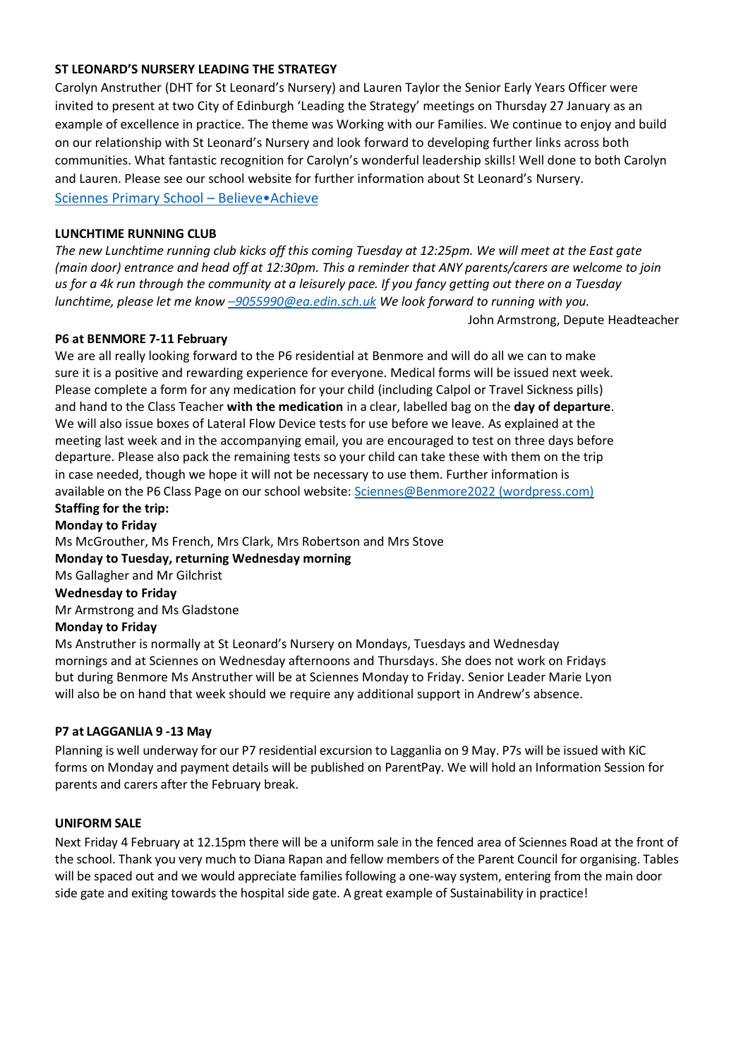### ST LEONARD'S NURSERY LEADING THE STRATEGY

Carolyn Anstruther (DHT for St Leonard's Nursery) and Lauren Taylor the Senior Early Years Officer were invited to present at two City of Edinburgh 'Leading the Strategy' meetings on Thursday 27 January as an example of excellence in practice. The theme was Working with our Families. We continue to enjoy and build on our relationship with St Leonard's Nursery and look forward to developing further links across both communities. What fantastic recognition for Carolyn's wonderful leadership skills! Well done to both Carolyn and Lauren. Please see our school website for further information about St Leonard's Nursery.

Sciennes Primary School – Believe•Achieve

### LUNCHTIME RUNNING CLUB

*The new Lunchtime running club kicks off this coming Tuesday at 12:25pm. We will meet at the East gate (main door) entrance and head off at 12:30pm. This a reminder that ANY parents/carers are welcome to join us for a 4k run through the community at a leisurely pace. If you fancy getting out there on a Tuesday lunchtime, please let me know –9055990@ea.edin.sch.uk We look forward to running with you.*

John Armstrong, Depute Headteacher

### P6 at BENMORE 7-11 February

We are all really looking forward to the P6 residential at Benmore and will do all we can to make sure it is a positive and rewarding experience for everyone. Medical forms will be issued next week. Please complete a form for any medication for your child (including Calpol or Travel Sickness pills) and hand to the Class Teacher **with the medication** in a clear, labelled bag on the **day of departure**. We will also issue boxes of Lateral Flow Device tests for use before we leave. As explained at the meeting last week and in the accompanying email, you are encouraged to test on three days before departure. Please also pack the remaining tests so your child can take these with them on the trip in case needed, though we hope it will not be necessary to use them. Further information is available on the P6 Class Page on our school website: Sciennes@Benmore2022 (wordpress.com)

**Staffing for the trip:**

**Monday to Friday**

Ms McGrouther, Ms French, Mrs Clark, Mrs Robertson and Mrs Stove

**Monday to Tuesday, returning Wednesday morning**

Ms Gallagher and Mr Gilchrist

**Wednesday to Friday**

Mr Armstrong and Ms Gladstone

**Monday to Friday**

Ms Anstruther is normally at St Leonard's Nursery on Mondays, Tuesdays and Wednesday mornings and at Sciennes on Wednesday afternoons and Thursdays. She does not work on Fridays but during Benmore Ms Anstruther will be at Sciennes Monday to Friday. Senior Leader Marie Lyon will also be on hand that week should we require any additional support in Andrew's absence.

### P7 at LAGGANLIA 9 -13 May

Planning is well underway for our P7 residential excursion to Lagganlia on 9 May. P7s will be issued with KiC forms on Monday and payment details will be published on ParentPay. We will hold an Information Session for parents and carers after the February break.

### UNIFORM SALE

Next Friday 4 February at 12.15pm there will be a uniform sale in the fenced area of Sciennes Road at the front of the school. Thank you very much to Diana Rapan and fellow members of the Parent Council for organising. Tables will be spaced out and we would appreciate families following a one-way system, entering from the main door side gate and exiting towards the hospital side gate. A great example of Sustainability in practice!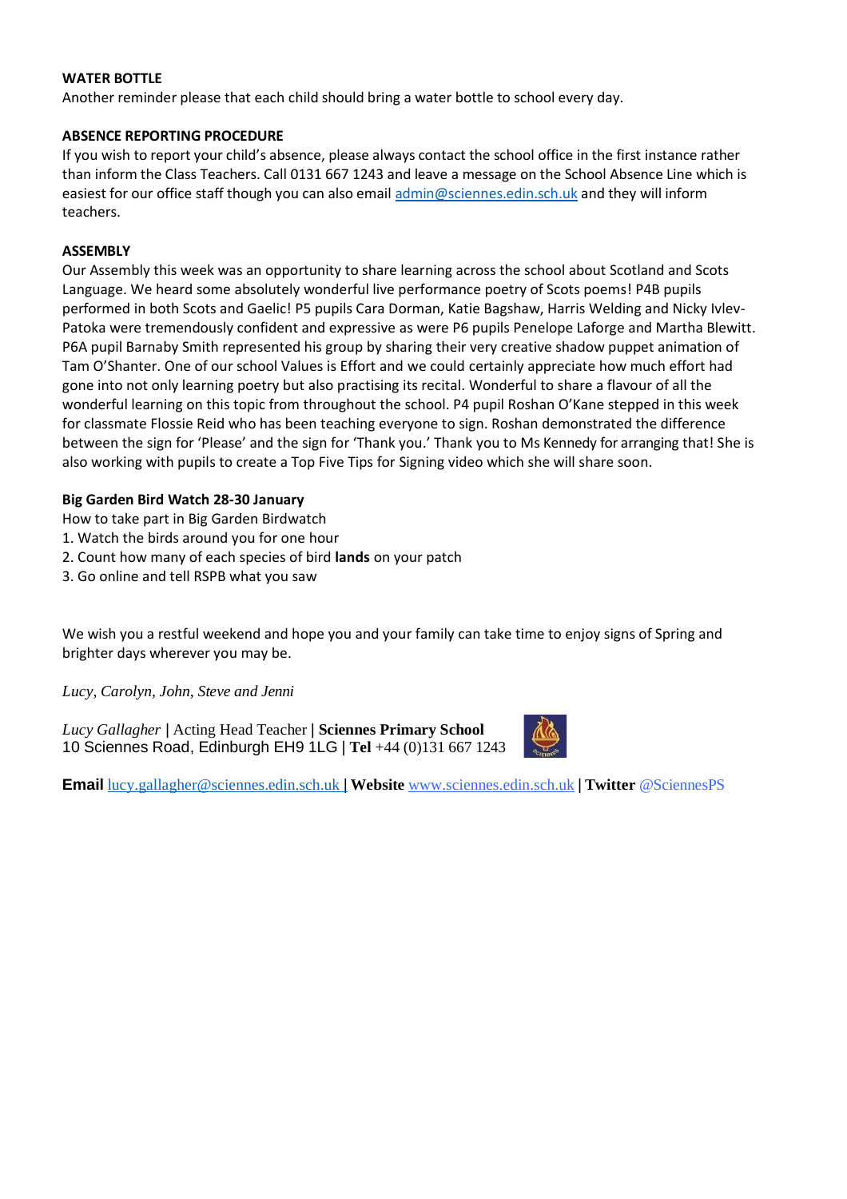**WATER BOTTLE**

Another reminder please that each child should bring a water bottle to school every day.

**ABSENCE REPORTING PROCEDURE**

If you wish to report your child's absence, please always contact the school office in the first instance rather than inform the Class Teachers. Call 0131 667 1243 and leave a message on the School Absence Line which is easiest for our office staff though you can also email admin@sciennes.edin.sch.uk and they will inform teachers.

**ASSEMBLY**

Our Assembly this week was an opportunity to share learning across the school about Scotland and Scots Language. We heard some absolutely wonderful live performance poetry of Scots poems! P4B pupils performed in both Scots and Gaelic! P5 pupils Cara Dorman, Katie Bagshaw, Harris Welding and Nicky Ivlev-Patoka were tremendously confident and expressive as were P6 pupils Penelope Laforge and Martha Blewitt. P6A pupil Barnaby Smith represented his group by sharing their very creative shadow puppet animation of Tam O'Shanter. One of our school Values is Effort and we could certainly appreciate how much effort had gone into not only learning poetry but also practising its recital. Wonderful to share a flavour of all the wonderful learning on this topic from throughout the school. P4 pupil Roshan O'Kane stepped in this week for classmate Flossie Reid who has been teaching everyone to sign. Roshan demonstrated the difference between the sign for 'Please' and the sign for 'Thank you.' Thank you to Ms Kennedy for arranging that! She is also working with pupils to create a Top Five Tips for Signing video which she will share soon.

**Big Garden Bird Watch 28-30 January**

How to take part in Big Garden Birdwatch

1. Watch the birds around you for one hour
2. Count how many of each species of bird **lands** on your patch
3. Go online and tell RSPB what you saw

We wish you a restful weekend and hope you and your family can take time to enjoy signs of Spring and brighter days wherever you may be.

*Lucy, Carolyn, John, Steve and Jenni*

*Lucy Gallagher* | Acting Head Teacher | **Sciennes Primary School**
10 Sciennes Road, Edinburgh EH9 1LG | **Tel** +44 (0)131 667 1243

**Email** lucy.gallagher@sciennes.edin.sch.uk | **Website** www.sciennes.edin.sch.uk | **Twitter** @SciennesPS